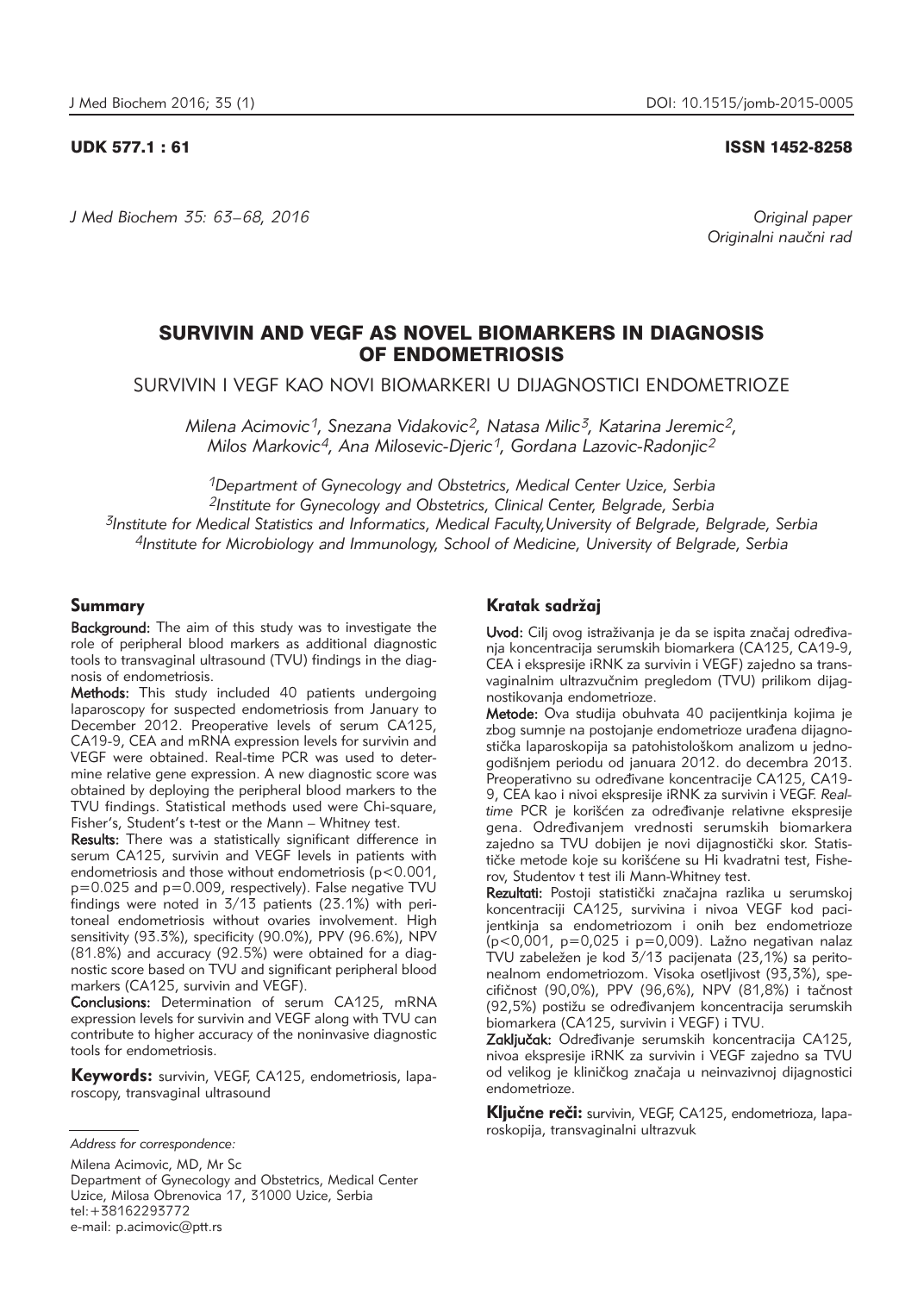UDK 577.1 : 61

ISSN 1452-8258

Original paper
Originalni naučni rad

# SURVIVIN AND VEGF AS NOVEL BIOMARKERS IN DIAGNOSIS OF ENDOMETRIOSIS

## SURVIVIN I VEGF KAO NOVI BIOMARKERI U DIJAGNOSTICI ENDOMETRIOZE

*Milena Acimovic[1], Snezana Vidakovic[2], Natasa Milic[3], Katarina Jeremic[2], Milos Markovic[4], Ana Milosevic-Djeric[1], Gordana Lazovic-Radonjic[2]*

*[1]Department of Gynecology and Obstetrics, Medical Center Uzice, Serbia*
*[2]Institute for Gynecology and Obstetrics, Clinical Center, Belgrade, Serbia*
*[3]Institute for Medical Statistics and Informatics, Medical Faculty,University of Belgrade, Belgrade, Serbia*
*[4]Institute for Microbiology and Immunology, School of Medicine, University of Belgrade, Serbia*

## Summary

**Background:** The aim of this study was to investigate the role of peripheral blood markers as additional diagnostic tools to transvaginal ultrasound (TVU) findings in the diagnosis of endometriosis.

**Methods:** This study included 40 patients undergoing laparoscopy for suspected endometriosis from January to December 2012. Preoperative levels of serum CA125, CA19-9, CEA and mRNA expression levels for survivin and VEGF were obtained. Real-time PCR was used to determine relative gene expression. A new diagnostic score was obtained by deploying the peripheral blood markers to the TVU findings. Statistical methods used were Chi-square, Fisher's, Student's t-test or the Mann – Whitney test.

**Results:** There was a statistically significant difference in serum CA125, survivin and VEGF levels in patients with endometriosis and those without endometriosis ($p<0.001$, $p=0.025$ and $p=0.009$, respectively). False negative TVU findings were noted in 3/13 patients (23.1%) with peritoneal endometriosis without ovaries involvement. High sensitivity (93.3%), specificity (90.0%), PPV (96.6%), NPV (81.8%) and accuracy (92.5%) were obtained for a diagnostic score based on TVU and significant peripheral blood markers (CA125, survivin and VEGF).

**Conclusions:** Determination of serum CA125, mRNA expression levels for survivin and VEGF along with TVU can contribute to higher accuracy of the noninvasive diagnostic tools for endometriosis.

**Keywords:** survivin, VEGF, CA125, endometriosis, laparoscopy, transvaginal ultrasound

## Kratak sadržaj

**Uvod:** Cilj ovog istraživanja je da se ispita značaj određivanja koncentracija serumskih biomarkera (CA125, CA19-9, CEA i ekspresije iRNK za survivin i VEGF) zajedno sa transvaginalnim ultrazvučnim pregledom (TVU) prilikom dijagnostikovanja endometrioze.

**Metode:** Ova studija obuhvata 40 pacijentkinja kojima je zbog sumnje na postojanje endometrioze urađena dijagnostička laparoskopija sa patohistološkom analizom u jednogodišnjem periodu od januara 2012. do decembra 2013. Preoperativno su određivane koncentracije CA125, CA19-9, CEA kao i nivoi ekspresije iRNK za survivin i VEGF. *Real-time* PCR je korišćen za određivanje relativne ekspresije gena. Određivanjem vrednosti serumskih biomarkera zajedno sa TVU dobijen je novi dijagnostički skor. Statističke metode koje su korišćene su Hi kvadratni test, Fisherov, Studentov t test ili Mann-Whitney test.

**Rezultati:** Postoji statistički značajna razlika u serumskoj koncentraciji CA125, survivina i nivoa VEGF kod pacijentkinja sa endometriozom i onih bez endometrioze ($p<0,001$, $p=0,025$ i $p=0,009$). Lažno negativan nalaz TVU zabeležen je kod 3/13 pacijenata (23,1%) sa peritonealnom endometriozom. Visoka osetljivost (93,3%), specifičnost (90,0%), PPV (96,6%), NPV (81,8%) i tačnost (92,5%) postižu se određivanjem koncentracija serumskih biomarkera (CA125, survivin i VEGF) i TVU.

**Zaključak:** Određivanje serumskih koncentracija CA125, nivoa ekspresije iRNK za survivin i VEGF zajedno sa TVU od velikog je kliničkog značaja u neinvazivnoj dijagnostici endometrioze.

**Ključne reči:** survivin, VEGF, CA125, endometrioza, laparoskopija, transvaginalni ultrazvuk

*Address for correspondence:*

Milena Acimovic, MD, Mr Sc
Department of Gynecology and Obstetrics, Medical Center Uzice, Milosa Obrenovica 17, 31000 Uzice, Serbia
tel:+38162293772
e-mail: p.acimovic@ptt.rs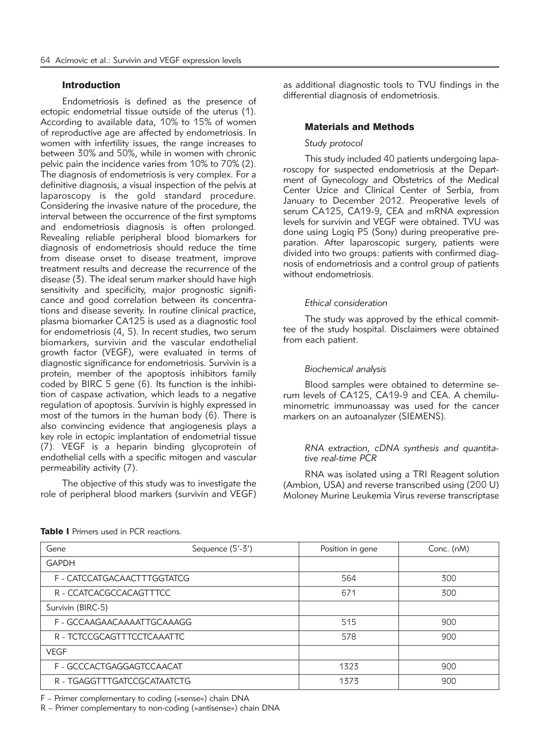## Introduction

Endometriosis is defined as the presence of ectopic endometrial tissue outside of the uterus (1). According to available data, 10% to 15% of women of reproductive age are affected by endometriosis. In women with infertility issues, the range increases to between 30% and 50%, while in women with chronic pelvic pain the incidence varies from 10% to 70% (2). The diagnosis of endometriosis is very complex. For a definitive diagnosis, a visual inspection of the pelvis at laparoscopy is the gold standard procedure. Considering the invasive nature of the procedure, the interval between the occurrence of the first symptoms and endometriosis diagnosis is often prolonged. Revealing reliable peripheral blood biomarkers for diagnosis of endometriosis should reduce the time from disease onset to disease treatment, improve treatment results and decrease the recurrence of the disease (3). The ideal serum marker should have high sensitivity and specificity, major prognostic significance and good correlation between its concentrations and disease severity. In routine clinical practice, plasma biomarker CA125 is used as a diagnostic tool for endometriosis (4, 5). In recent studies, two serum biomarkers, survivin and the vascular endothelial growth factor (VEGF), were evaluated in terms of diagnostic significance for endometriosis. Survivin is a protein, member of the apoptosis inhibitors family coded by BIRC 5 gene (6). Its function is the inhibition of caspase activation, which leads to a negative regulation of apoptosis. Survivin is highly expressed in most of the tumors in the human body (6). There is also convincing evidence that angiogenesis plays a key role in ectopic implantation of endometrial tissue (7). VEGF is a heparin binding glycoprotein of endothelial cells with a specific mitogen and vascular permeability activity (7).

The objective of this study was to investigate the role of peripheral blood markers (survivin and VEGF) as additional diagnostic tools to TVU findings in the differential diagnosis of endometriosis.

## Materials and Methods

### *Study protocol*

This study included 40 patients undergoing laparoscopy for suspected endometriosis at the Department of Gynecology and Obstetrics of the Medical Center Uzice and Clinical Center of Serbia, from January to December 2012. Preoperative levels of serum CA125, CA19-9, CEA and mRNA expression levels for survivin and VEGF were obtained. TVU was done using Logiq P5 (Sony) during preoperative preparation. After laparoscopic surgery, patients were divided into two groups: patients with confirmed diagnosis of endometriosis and a control group of patients without endometriosis.

### *Ethical consideration*

The study was approved by the ethical committee of the study hospital. Disclaimers were obtained from each patient.

### *Biochemical analysis*

Blood samples were obtained to determine serum levels of CA125, CA19-9 and CEA. A chemiluminometric immunoassay was used for the cancer markers on an autoanalyzer (SIEMENS).

### *RNA extraction, cDNA synthesis and quantitative real-time PCR*

RNA was isolated using a TRI Reagent solution (Ambion, USA) and reverse transcribed using (200 U) Moloney Murine Leukemia Virus reverse transcriptase

**Table I** Primers used in PCR reactions.

| Gene | Sequence (5′-3′) | Position in gene | Conc. (nM) |
|---|---|---|---|
| GAPDH | | | |
| F - CATCCATGACAACTTTGGTATCG | | 564 | 300 |
| R - CCATCACGCCACAGTTTCC | | 671 | 300 |
| Survivin (BIRC-5) | | | |
| F - GCCAAGAACAAAATTGCAAAGG | | 515 | 900 |
| R - TCTCCGCAGTTTCCTCAAATTC | | 578 | 900 |
| VEGF | | | |
| F - GCCCACTGAGGAGTCCAACAT | | 1323 | 900 |
| R - TGAGGTTTGATCCGCATAATCTG | | 1373 | 900 |

F – Primer complementary to coding (»sense«) chain DNA

R – Primer complementary to non-coding (»antisense«) chain DNA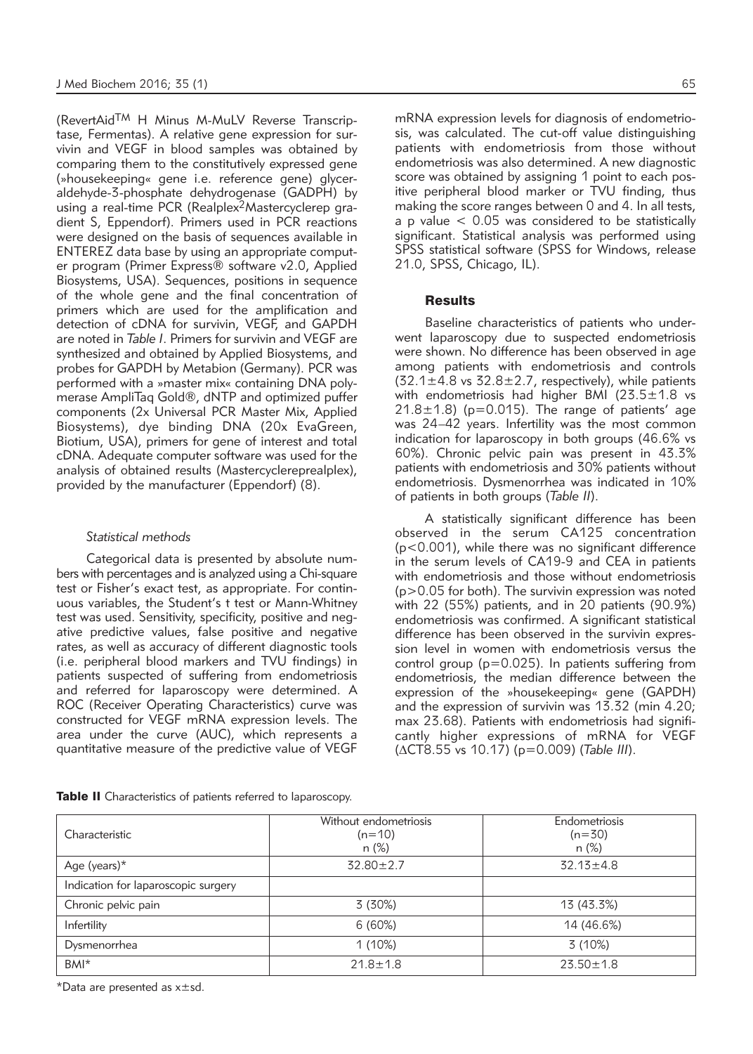(RevertAid[TM] H Minus M-MuLV Reverse Transcriptase, Fermentas). A relative gene expression for survivin and VEGF in blood samples was obtained by comparing them to the constitutively expressed gene (»housekeeping« gene i.e. reference gene) glyceraldehyde-3-phosphate dehydrogenase (GADPH) by using a real-time PCR (Realplex[2]Mastercyclerep gradient S, Eppendorf). Primers used in PCR reactions were designed on the basis of sequences available in ENTEREZ data base by using an appropriate computer program (Primer Express® software v2.0, Applied Biosystems, USA). Sequences, positions in sequence of the whole gene and the final concentration of primers which are used for the amplification and detection of cDNA for survivin, VEGF, and GAPDH are noted in *Table I*. Primers for survivin and VEGF are synthesized and obtained by Applied Biosystems, and probes for GAPDH by Metabion (Germany). PCR was performed with a »master mix« containing DNA polymerase AmpliTaq Gold®, dNTP and optimized puffer components (2x Universal PCR Master Mix, Applied Biosystems), dye binding DNA (20x EvaGreen, Biotium, USA), primers for gene of interest and total cDNA. Adequate computer software was used for the analysis of obtained results (Mastercyclereprealplex), provided by the manufacturer (Eppendorf) (8).

### *Statistical methods*

Categorical data is presented by absolute numbers with percentages and is analyzed using a Chi-square test or Fisher's exact test, as appropriate. For continuous variables, the Student's t test or Mann-Whitney test was used. Sensitivity, specificity, positive and negative predictive values, false positive and negative rates, as well as accuracy of different diagnostic tools (i.e. peripheral blood markers and TVU findings) in patients suspected of suffering from endometriosis and referred for laparoscopy were determined. A ROC (Receiver Operating Characteristics) curve was constructed for VEGF mRNA expression levels. The area under the curve (AUC), which represents a quantitative measure of the predictive value of VEGF mRNA expression levels for diagnosis of endometriosis, was calculated. The cut-off value distinguishing patients with endometriosis from those without endometriosis was also determined. A new diagnostic score was obtained by assigning 1 point to each positive peripheral blood marker or TVU finding, thus making the score ranges between 0 and 4. In all tests, a p value $< 0.05$ was considered to be statistically significant. Statistical analysis was performed using SPSS statistical software (SPSS for Windows, release 21.0, SPSS, Chicago, IL).

## Results

Baseline characteristics of patients who underwent laparoscopy due to suspected endometriosis were shown. No difference has been observed in age among patients with endometriosis and controls ($32.1\pm4.8$ vs $32.8\pm2.7$, respectively), while patients with endometriosis had higher BMI ($23.5\pm1.8$ vs $21.8\pm1.8$) ($p=0.015$). The range of patients' age was 24–42 years. Infertility was the most common indication for laparoscopy in both groups (46.6% vs 60%). Chronic pelvic pain was present in 43.3% patients with endometriosis and 30% patients without endometriosis. Dysmenorrhea was indicated in 10% of patients in both groups (*Table II*).

A statistically significant difference has been observed in the serum CA125 concentration ($p<0.001$), while there was no significant difference in the serum levels of CA19-9 and CEA in patients with endometriosis and those without endometriosis ($p>0.05$ for both). The survivin expression was noted with 22 (55%) patients, and in 20 patients (90.9%) endometriosis was confirmed. A significant statistical difference has been observed in the survivin expression level in women with endometriosis versus the control group ($p=0.025$). In patients suffering from endometriosis, the median difference between the expression of the »housekeeping« gene (GAPDH) and the expression of survivin was 13.32 (min 4.20; max 23.68). Patients with endometriosis had significantly higher expressions of mRNA for VEGF ($\Delta$CT8.55 vs 10.17) ($p=0.009$) (*Table III*).

**Table II** Characteristics of patients referred to laparoscopy.

| Characteristic | Without endometriosis (n=10) n (%) | Endometriosis (n=30) n (%) |
|---|---|---|
| Age (years)* | $32.80\pm2.7$ | $32.13\pm4.8$ |
| Indication for laparoscopic surgery | | |
| Chronic pelvic pain | 3 (30%) | 13 (43.3%) |
| Infertility | 6 (60%) | 14 (46.6%) |
| Dysmenorrhea | 1 (10%) | 3 (10%) |
| BMI* | $21.8\pm1.8$ | $23.50\pm1.8$ |

*Data are presented as $x\pm$sd.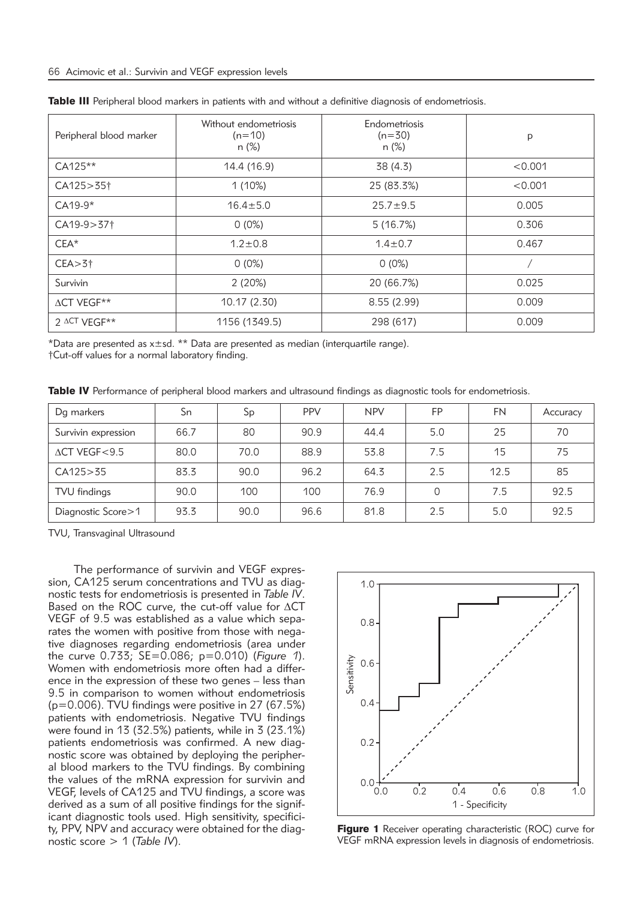**Table III** Peripheral blood markers in patients with and without a definitive diagnosis of endometriosis.

| Peripheral blood marker | Without endometriosis (n=10) n (%) | Endometriosis (n=30) n (%) | p |
|---|---|---|---|
| CA125** | 14.4 (16.9) | 38 (4.3) | <0.001 |
| CA125>35† | 1 (10%) | 25 (83.3%) | <0.001 |
| CA19-9* | 16.4±5.0 | 25.7±9.5 | 0.005 |
| CA19-9>37† | 0 (0%) | 5 (16.7%) | 0.306 |
| CEA* | 1.2±0.8 | 1.4±0.7 | 0.467 |
| CEA>3† | 0 (0%) | 0 (0%) | / |
| Survivin | 2 (20%) | 20 (66.7%) | 0.025 |
| ΔCT VEGF** | 10.17 (2.30) | 8.55 (2.99) | 0.009 |
| $2^{\Delta CT}$ VEGF** | 1156 (1349.5) | 298 (617) | 0.009 |

*Data are presented as x±sd. ** Data are presented as median (interquartile range).
†Cut-off values for a normal laboratory finding.

**Table IV** Performance of peripheral blood markers and ultrasound findings as diagnostic tools for endometriosis.

| Dg markers | Sn | Sp | PPV | NPV | FP | FN | Accuracy |
|---|---|---|---|---|---|---|---|
| Survivin expression | 66.7 | 80 | 90.9 | 44.4 | 5.0 | 25 | 70 |
| ΔCT VEGF<9.5 | 80.0 | 70.0 | 88.9 | 53.8 | 7.5 | 15 | 75 |
| CA125>35 | 83.3 | 90.0 | 96.2 | 64.3 | 2.5 | 12.5 | 85 |
| TVU findings | 90.0 | 100 | 100 | 76.9 | 0 | 7.5 | 92.5 |
| Diagnostic Score>1 | 93.3 | 90.0 | 96.6 | 81.8 | 2.5 | 5.0 | 92.5 |

TVU, Transvaginal Ultrasound

The performance of survivin and VEGF expression, CA125 serum concentrations and TVU as diagnostic tests for endometriosis is presented in *Table IV*. Based on the ROC curve, the cut-off value for ΔCT VEGF of 9.5 was established as a value which separates the women with positive from those with negative diagnoses regarding endometriosis (area under the curve 0.733; SE=0.086; p=0.010) (*Figure 1*). Women with endometriosis more often had a difference in the expression of these two genes – less than 9.5 in comparison to women without endometriosis (p=0.006). TVU findings were positive in 27 (67.5%) patients with endometriosis. Negative TVU findings were found in 13 (32.5%) patients, while in 3 (23.1%) patients endometriosis was confirmed. A new diagnostic score was obtained by deploying the peripheral blood markers to the TVU findings. By combining the values of the mRNA expression for survivin and VEGF, levels of CA125 and TVU findings, a score was derived as a sum of all positive findings for the significant diagnostic tools used. High sensitivity, specificity, PPV, NPV and accuracy were obtained for the diagnostic score > 1 (*Table IV*).

**Figure 1** Receiver operating characteristic (ROC) curve for VEGF mRNA expression levels in diagnosis of endometriosis.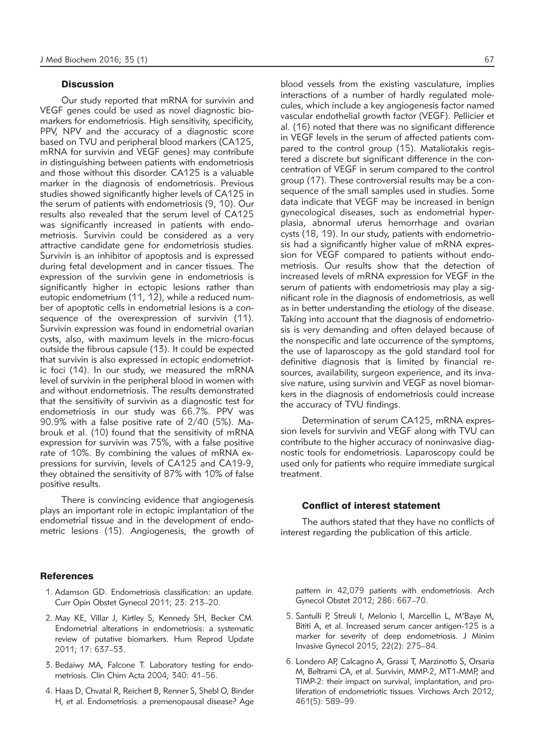## Discussion

Our study reported that mRNA for survivin and VEGF genes could be used as novel diagnostic biomarkers for endometriosis. High sensitivity, specificity, PPV, NPV and the accuracy of a diagnostic score based on TVU and peripheral blood markers (CA125, mRNA for survivin and VEGF genes) may contribute in distinguishing between patients with endometriosis and those without this disorder. CA125 is a valuable marker in the diagnosis of endometriosis. Previous studies showed significantly higher levels of CA125 in the serum of patients with endometriosis (9, 10). Our results also revealed that the serum level of CA125 was significantly increased in patients with endometriosis. Survivin could be considered as a very attractive candidate gene for endometriosis studies. Survivin is an inhibitor of apoptosis and is expressed during fetal development and in cancer tissues. The expression of the survivin gene in endometriosis is significantly higher in ectopic lesions rather than eutopic endometrium (11, 12), while a reduced number of apoptotic cells in endometrial lesions is a consequence of the overexpression of survivin (11). Survivin expression was found in endometrial ovarian cysts, also, with maximum levels in the micro-focus outside the fibrous capsule (13). It could be expected that survivin is also expressed in ectopic endometriotic foci (14). In our study, we measured the mRNA level of survivin in the peripheral blood in women with and without endometriosis. The results demonstrated that the sensitivity of survivin as a diagnostic test for endometriosis in our study was 66.7%. PPV was 90.9% with a false positive rate of 2/40 (5%). Mabrouk et al. (10) found that the sensitivity of mRNA expression for survivin was 75%, with a false positive rate of 10%. By combining the values of mRNA expressions for survivin, levels of CA125 and CA19-9, they obtained the sensitivity of 87% with 10% of false positive results.

There is convincing evidence that angiogenesis plays an important role in ectopic implantation of the endometrial tissue and in the development of endometric lesions (15). Angiogenesis, the growth of blood vessels from the existing vasculature, implies interactions of a number of hardly regulated molecules, which include a key angiogenesis factor named vascular endothelial growth factor (VEGF). Pellicier et al. (16) noted that there was no significant difference in VEGF levels in the serum of affected patients compared to the control group (15). Mataliotakis registered a discrete but significant difference in the concentration of VEGF in serum compared to the control group (17). These controversial results may be a consequence of the small samples used in studies. Some data indicate that VEGF may be increased in benign gynecological diseases, such as endometrial hyperplasia, abnormal uterus hemorrhage and ovarian cysts (18, 19). In our study, patients with endometriosis had a significantly higher value of mRNA expression for VEGF compared to patients without endometriosis. Our results show that the detection of increased levels of mRNA expression for VEGF in the serum of patients with endometriosis may play a significant role in the diagnosis of endometriosis, as well as in better understanding the etiology of the disease. Taking into account that the diagnosis of endometriosis is very demanding and often delayed because of the nonspecific and late occurrence of the symptoms, the use of laparoscopy as the gold standard tool for definitive diagnosis that is limited by financial resources, availability, surgeon experience, and its invasive nature, using survivin and VEGF as novel biomarkers in the diagnosis of endometriosis could increase the accuracy of TVU findings.

Determination of serum CA125, mRNA expression levels for survivin and VEGF along with TVU can contribute to the higher accuracy of noninvasive diagnostic tools for endometriosis. Laparoscopy could be used only for patients who require immediate surgical treatment.

## Conflict of interest statement

The authors stated that they have no conflicts of interest regarding the publication of this article.

## References

1. Adamson GD. Endometriosis classification: an update. Curr Opin Obstet Gynecol 2011; 23: 213–20.
2. May KE, Villar J, Kirtley S, Kennedy SH, Becker CM. Endometrial alterations in endometriosis: a systematic review of putative biomarkers. Hum Reprod Update 2011; 17: 637–53.
3. Bedaiwy MA, Falcone T. Laboratory testing for endometriosis. Clin Chim Acta 2004; 340: 41–56.
4. Haas D, Chvatal R, Reichert B, Renner S, Shebl O, Binder H, et al. Endometriosis: a premenopausal disease? Age pattern in 42,079 patients with endometriosis. Arch Gynecol Obstet 2012; 286: 667–70.
5. Santulli P, Streuli I, Melonio I, Marcellin L, M'Baye M, Bititi A, et al. Increased serum cancer antigen-125 is a marker for severity of deep endometriosis. J Minim Invasive Gynecol 2015; 22(2): 275–84.
6. Londero AP, Calcagno A, Grassi T, Marzinotto S, Orsaria M, Beltrami CA, et al. Survivin, MMP-2, MT1-MMP, and TIMP-2: their impact on survival, implantation, and proliferation of endometriotic tissues. Virchows Arch 2012; 461(5): 589–99.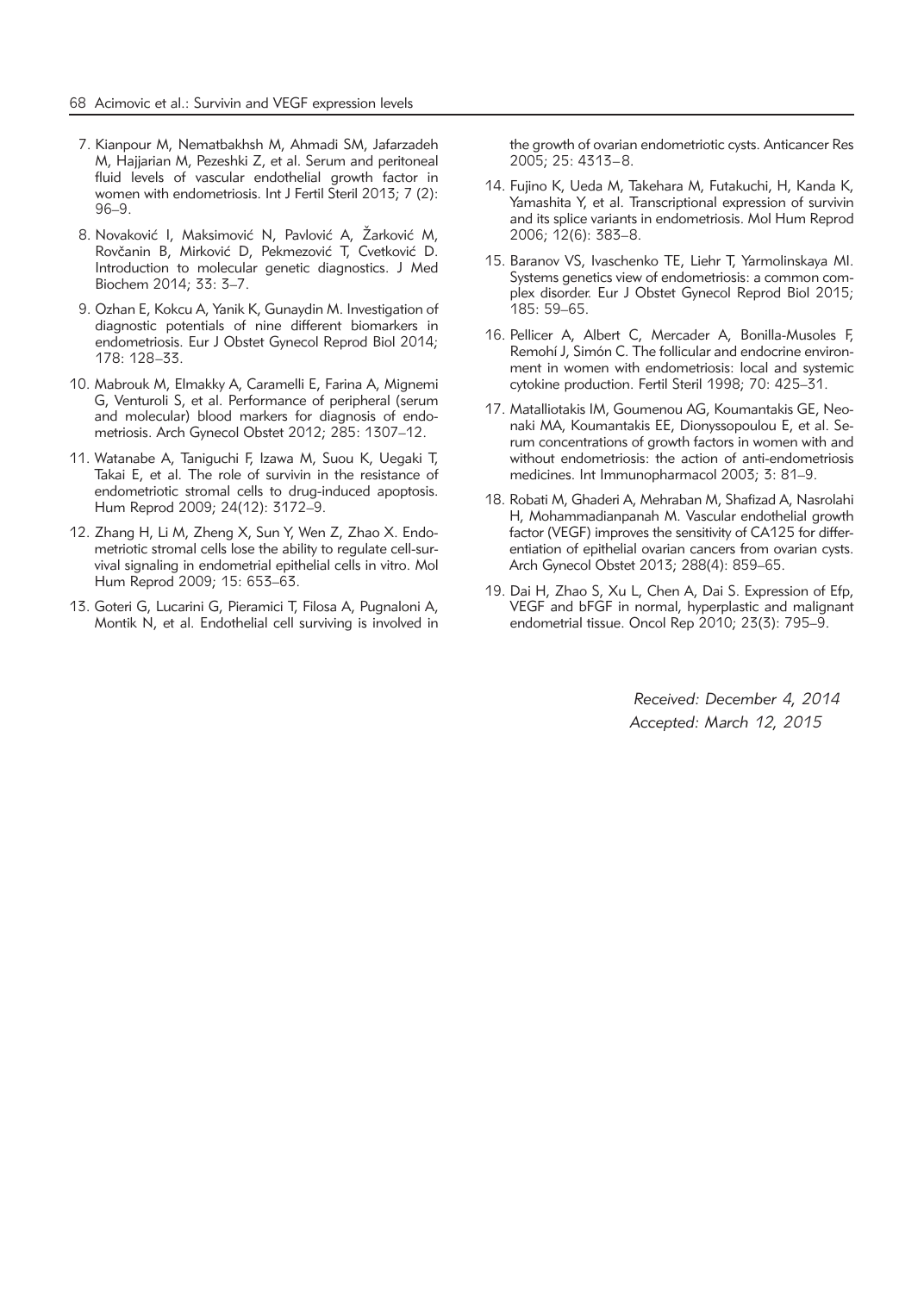7. Kianpour M, Nematbakhsh M, Ahmadi SM, Jafarzadeh M, Hajjarian M, Pezeshki Z, et al. Serum and peritoneal fluid levels of vascular endothelial growth factor in women with endometriosis. Int J Fertil Steril 2013; 7 (2): 96–9.

8. Novaković I, Maksimović N, Pavlović A, Žarković M, Rovčanin B, Mirković D, Pekmezović T, Cvetković D. Introduction to molecular genetic diagnostics. J Med Biochem 2014; 33: 3–7.

9. Ozhan E, Kokcu A, Yanik K, Gunaydin M. Investigation of diagnostic potentials of nine different biomarkers in endometriosis. Eur J Obstet Gynecol Reprod Biol 2014; 178: 128–33.

10. Mabrouk M, Elmakky A, Caramelli E, Farina A, Mignemi G, Venturoli S, et al. Performance of peripheral (serum and molecular) blood markers for diagnosis of endometriosis. Arch Gynecol Obstet 2012; 285: 1307–12.

11. Watanabe A, Taniguchi F, Izawa M, Suou K, Uegaki T, Takai E, et al. The role of survivin in the resistance of endometriotic stromal cells to drug-induced apoptosis. Hum Reprod 2009; 24(12): 3172–9.

12. Zhang H, Li M, Zheng X, Sun Y, Wen Z, Zhao X. Endometriotic stromal cells lose the ability to regulate cell-survival signaling in endometrial epithelial cells in vitro. Mol Hum Reprod 2009; 15: 653–63.

13. Goteri G, Lucarini G, Pieramici T, Filosa A, Pugnaloni A, Montik N, et al. Endothelial cell surviving is involved in the growth of ovarian endometriotic cysts. Anticancer Res 2005; 25: 4313–8.

14. Fujino K, Ueda M, Takehara M, Futakuchi, H, Kanda K, Yamashita Y, et al. Transcriptional expression of survivin and its splice variants in endometriosis. Mol Hum Reprod 2006; 12(6): 383–8.

15. Baranov VS, Ivaschenko TE, Liehr T, Yarmolinskaya MI. Systems genetics view of endometriosis: a common complex disorder. Eur J Obstet Gynecol Reprod Biol 2015; 185: 59–65.

16. Pellicer A, Albert C, Mercader A, Bonilla-Musoles F, Remohí J, Simón C. The follicular and endocrine environment in women with endometriosis: local and systemic cytokine production. Fertil Steril 1998; 70: 425–31.

17. Matalliotakis IM, Goumenou AG, Koumantakis GE, Neonaki MA, Koumantakis EE, Dionyssopoulou E, et al. Serum concentrations of growth factors in women with and without endometriosis: the action of anti-endometriosis medicines. Int Immunopharmacol 2003; 3: 81–9.

18. Robati M, Ghaderi A, Mehraban M, Shafizad A, Nasrolahi H, Mohammadianpanah M. Vascular endothelial growth factor (VEGF) improves the sensitivity of CA125 for differentiation of epithelial ovarian cancers from ovarian cysts. Arch Gynecol Obstet 2013; 288(4): 859–65.

19. Dai H, Zhao S, Xu L, Chen A, Dai S. Expression of Efp, VEGF and bFGF in normal, hyperplastic and malignant endometrial tissue. Oncol Rep 2010; 23(3): 795–9.

*Received: December 4, 2014*
*Accepted: March 12, 2015*